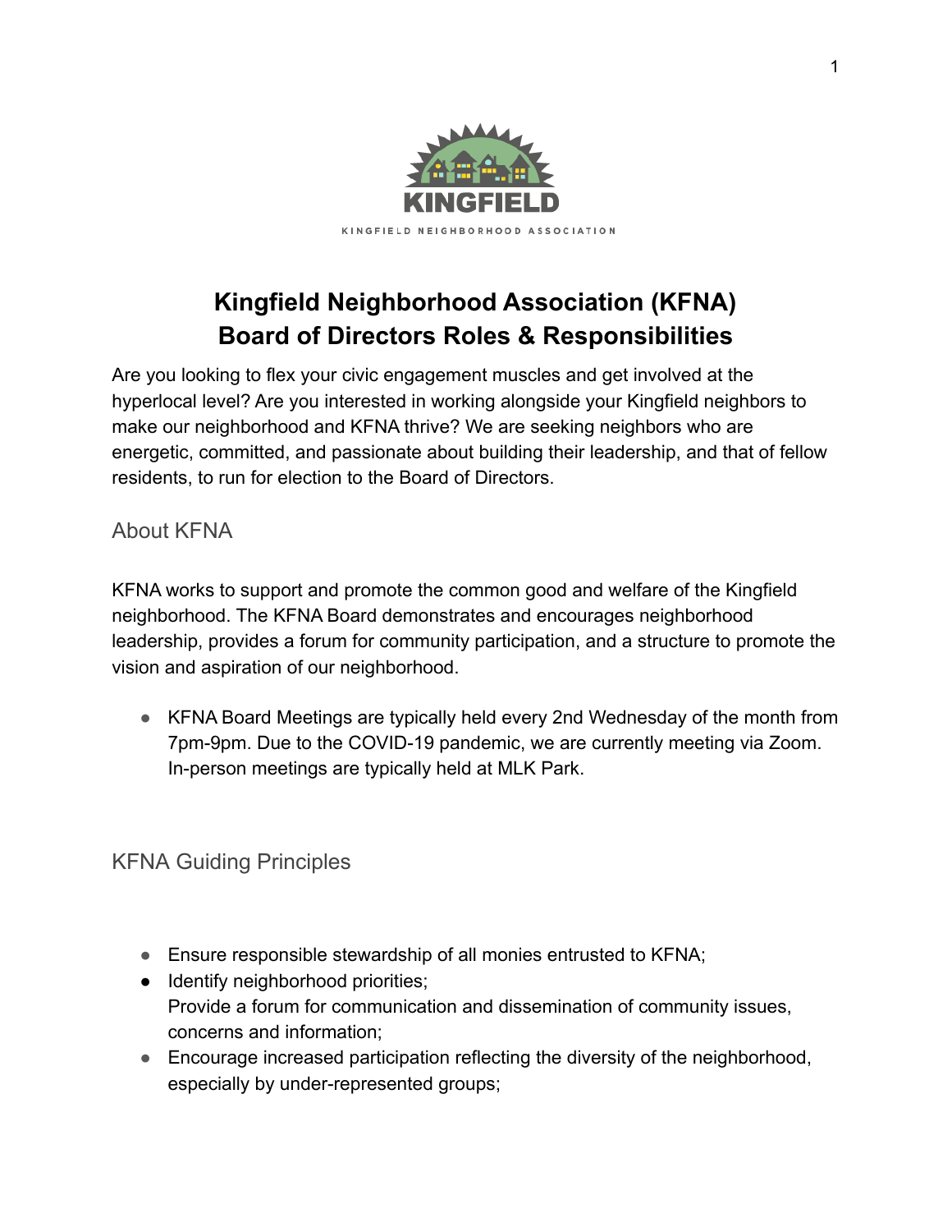# Kingfield Neighborhood Association (KFNA)
# Board of Directors Roles & Responsibilities

Are you looking to flex your civic engagement muscles and get involved at the hyperlocal level? Are you interested in working alongside your Kingfield neighbors to make our neighborhood and KFNA thrive? We are seeking neighbors who are energetic, committed, and passionate about building their leadership, and that of fellow residents, to run for election to the Board of Directors.

## About KFNA

KFNA works to support and promote the common good and welfare of the Kingfield neighborhood. The KFNA Board demonstrates and encourages neighborhood leadership, provides a forum for community participation, and a structure to promote the vision and aspiration of our neighborhood.

- KFNA Board Meetings are typically held every 2nd Wednesday of the month from 7pm-9pm. Due to the COVID-19 pandemic, we are currently meeting via Zoom. In-person meetings are typically held at MLK Park.

## KFNA Guiding Principles

- Ensure responsible stewardship of all monies entrusted to KFNA;
- Identify neighborhood priorities;
  Provide a forum for communication and dissemination of community issues, concerns and information;
- Encourage increased participation reflecting the diversity of the neighborhood, especially by under-represented groups;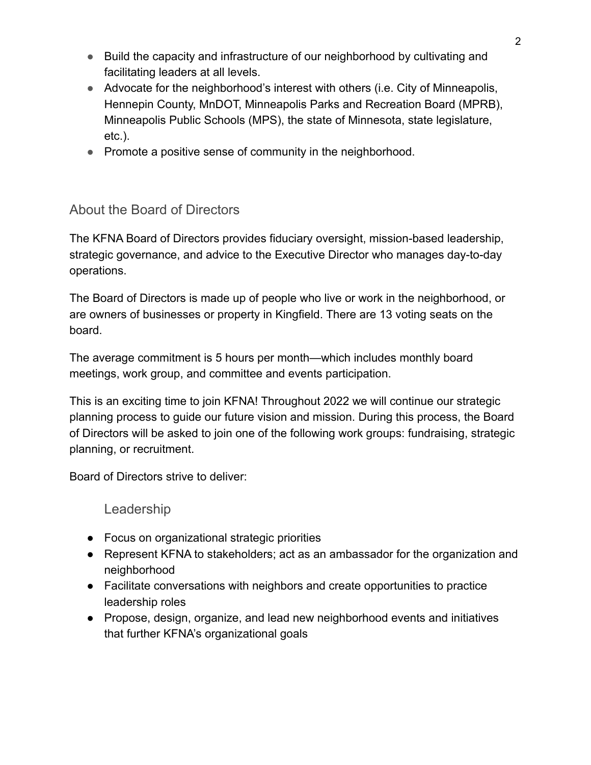- Build the capacity and infrastructure of our neighborhood by cultivating and facilitating leaders at all levels.
- Advocate for the neighborhood's interest with others (i.e. City of Minneapolis, Hennepin County, MnDOT, Minneapolis Parks and Recreation Board (MPRB), Minneapolis Public Schools (MPS), the state of Minnesota, state legislature, etc.).
- Promote a positive sense of community in the neighborhood.

## About the Board of Directors

The KFNA Board of Directors provides fiduciary oversight, mission-based leadership, strategic governance, and advice to the Executive Director who manages day-to-day operations.

The Board of Directors is made up of people who live or work in the neighborhood, or are owners of businesses or property in Kingfield. There are 13 voting seats on the board.

The average commitment is 5 hours per month—which includes monthly board meetings, work group, and committee and events participation.

This is an exciting time to join KFNA! Throughout 2022 we will continue our strategic planning process to guide our future vision and mission. During this process, the Board of Directors will be asked to join one of the following work groups: fundraising, strategic planning, or recruitment.

Board of Directors strive to deliver:

### Leadership

- Focus on organizational strategic priorities
- Represent KFNA to stakeholders; act as an ambassador for the organization and neighborhood
- Facilitate conversations with neighbors and create opportunities to practice leadership roles
- Propose, design, organize, and lead new neighborhood events and initiatives that further KFNA's organizational goals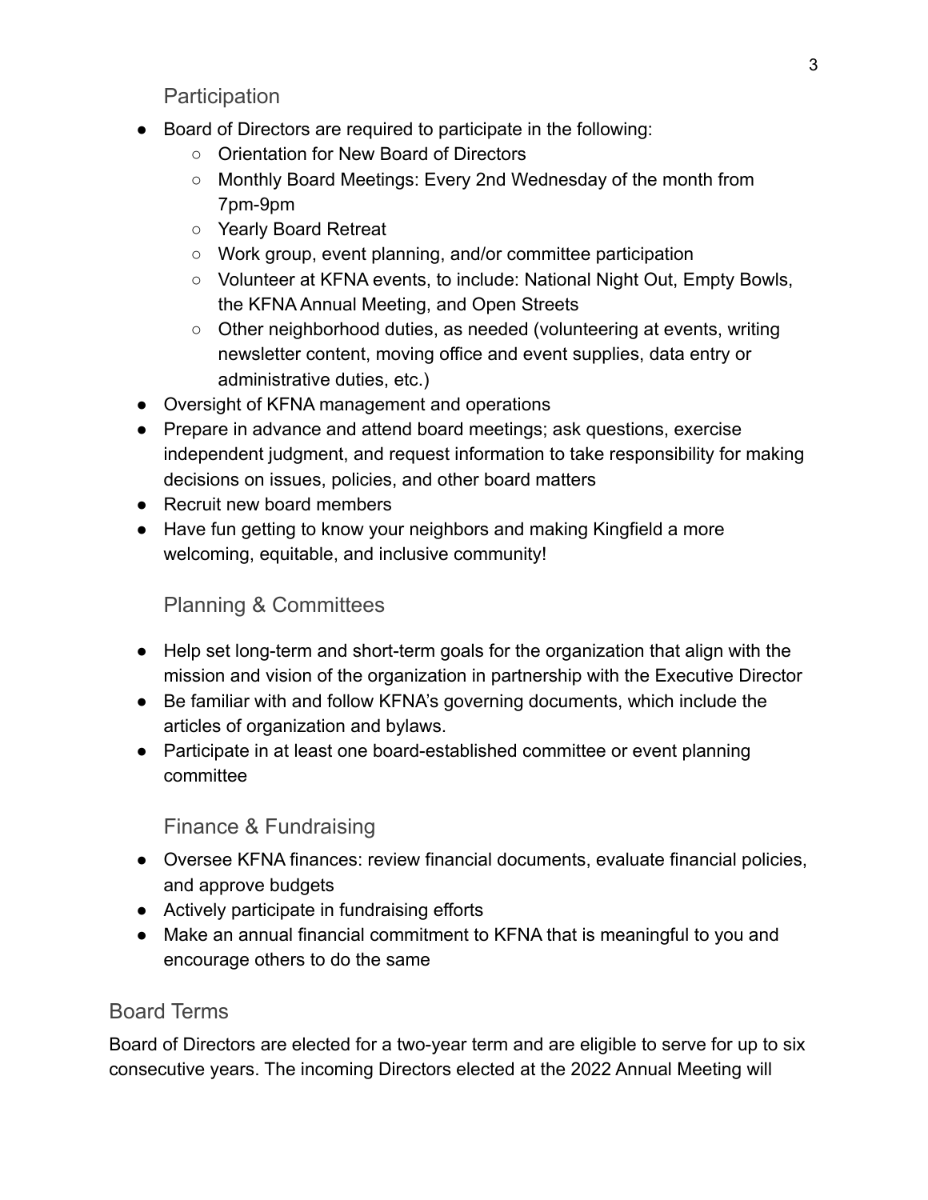### Participation

- Board of Directors are required to participate in the following:
  - Orientation for New Board of Directors
  - Monthly Board Meetings: Every 2nd Wednesday of the month from 7pm-9pm
  - Yearly Board Retreat
  - Work group, event planning, and/or committee participation
  - Volunteer at KFNA events, to include: National Night Out, Empty Bowls, the KFNA Annual Meeting, and Open Streets
  - Other neighborhood duties, as needed (volunteering at events, writing newsletter content, moving office and event supplies, data entry or administrative duties, etc.)
- Oversight of KFNA management and operations
- Prepare in advance and attend board meetings; ask questions, exercise independent judgment, and request information to take responsibility for making decisions on issues, policies, and other board matters
- Recruit new board members
- Have fun getting to know your neighbors and making Kingfield a more welcoming, equitable, and inclusive community!

### Planning & Committees

- Help set long-term and short-term goals for the organization that align with the mission and vision of the organization in partnership with the Executive Director
- Be familiar with and follow KFNA's governing documents, which include the articles of organization and bylaws.
- Participate in at least one board-established committee or event planning committee

### Finance & Fundraising

- Oversee KFNA finances: review financial documents, evaluate financial policies, and approve budgets
- Actively participate in fundraising efforts
- Make an annual financial commitment to KFNA that is meaningful to you and encourage others to do the same

## Board Terms

Board of Directors are elected for a two-year term and are eligible to serve for up to six consecutive years. The incoming Directors elected at the 2022 Annual Meeting will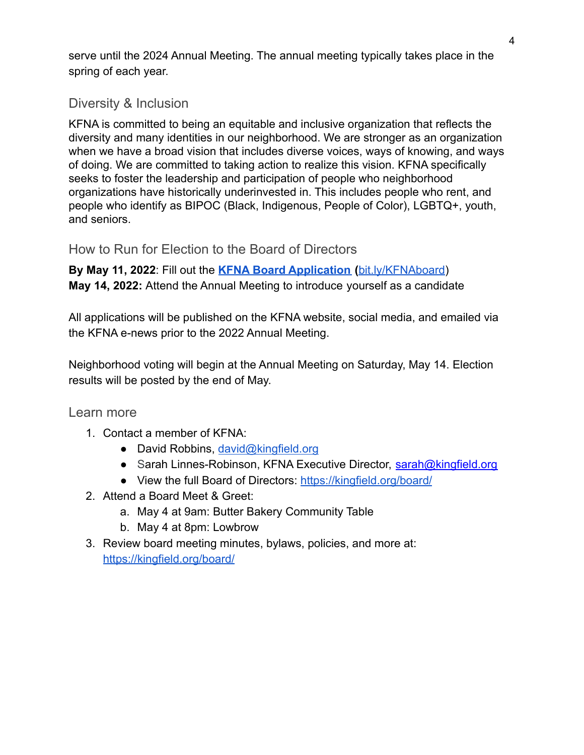serve until the 2024 Annual Meeting. The annual meeting typically takes place in the spring of each year.

## Diversity & Inclusion

KFNA is committed to being an equitable and inclusive organization that reflects the diversity and many identities in our neighborhood. We are stronger as an organization when we have a broad vision that includes diverse voices, ways of knowing, and ways of doing. We are committed to taking action to realize this vision. KFNA specifically seeks to foster the leadership and participation of people who neighborhood organizations have historically underinvested in. This includes people who rent, and people who identify as BIPOC (Black, Indigenous, People of Color), LGBTQ+, youth, and seniors.

## How to Run for Election to the Board of Directors

**By May 11, 2022**: Fill out the **KFNA Board Application (**bit.ly/KFNAboard)
**May 14, 2022:** Attend the Annual Meeting to introduce yourself as a candidate

All applications will be published on the KFNA website, social media, and emailed via the KFNA e-news prior to the 2022 Annual Meeting.

Neighborhood voting will begin at the Annual Meeting on Saturday, May 14. Election results will be posted by the end of May.

## Learn more

1. Contact a member of KFNA:
   - David Robbins, david@kingfield.org
   - Sarah Linnes-Robinson, KFNA Executive Director, sarah@kingfield.org
   - View the full Board of Directors: https://kingfield.org/board/
2. Attend a Board Meet & Greet:
   a. May 4 at 9am: Butter Bakery Community Table
   b. May 4 at 8pm: Lowbrow
3. Review board meeting minutes, bylaws, policies, and more at: https://kingfield.org/board/